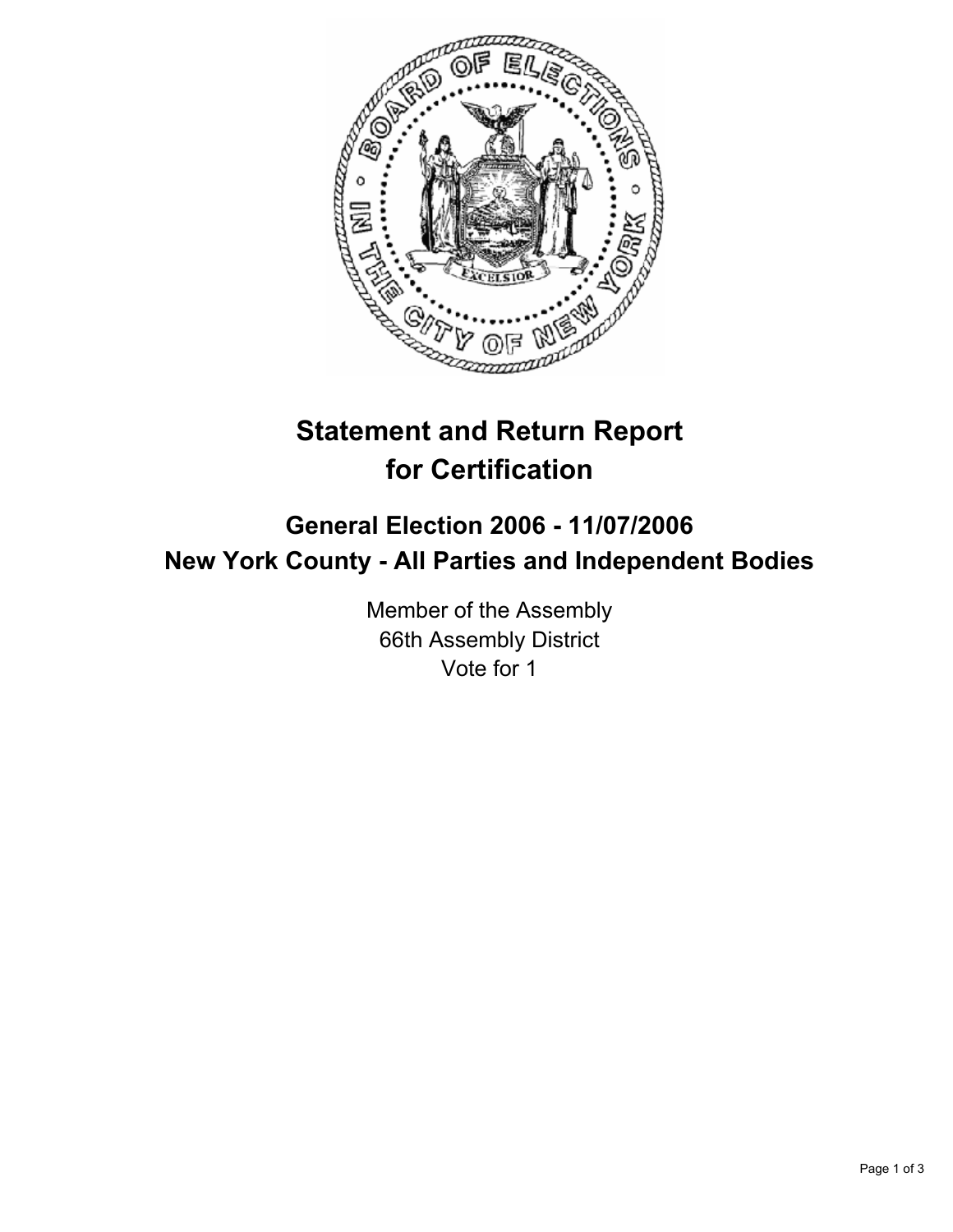# Statement and Return Report for Certification

## General Election 2006 - 11/07/2006
## New York County - All Parties and Independent Bodies

Member of the Assembly
66th Assembly District
Vote for 1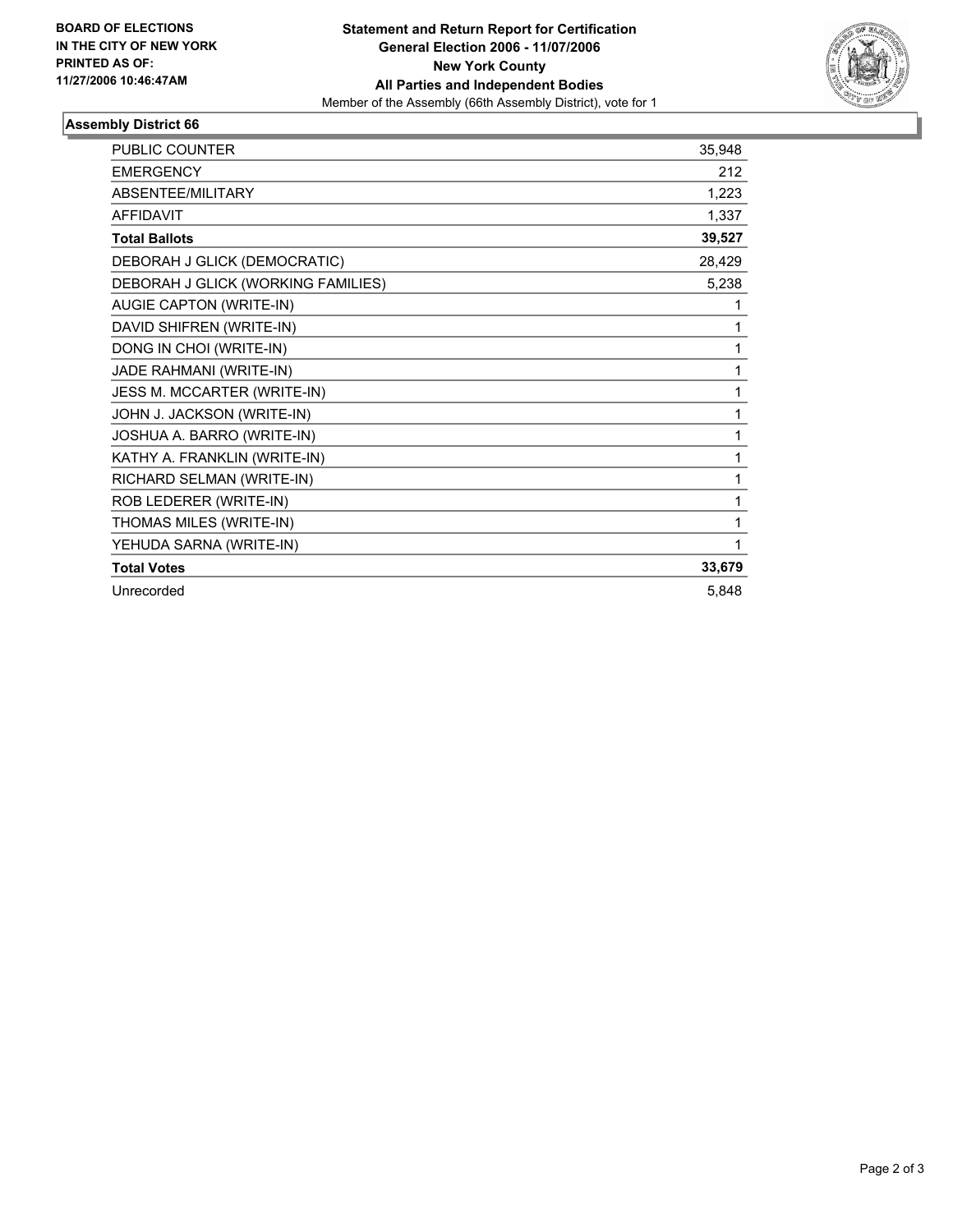**BOARD OF ELECTIONS**
**IN THE CITY OF NEW YORK**
**PRINTED AS OF:**
**11/27/2006 10:46:47AM**

# Statement and Return Report for Certification
## General Election 2006 - 11/07/2006
## New York County
## All Parties and Independent Bodies
Member of the Assembly (66th Assembly District), vote for 1

### Assembly District 66

| | |
|---|---|
| PUBLIC COUNTER | 35,948 |
| EMERGENCY | 212 |
| ABSENTEE/MILITARY | 1,223 |
| AFFIDAVIT | 1,337 |
| **Total Ballots** | **39,527** |
| DEBORAH J GLICK (DEMOCRATIC) | 28,429 |
| DEBORAH J GLICK (WORKING FAMILIES) | 5,238 |
| AUGIE CAPTON (WRITE-IN) | 1 |
| DAVID SHIFREN (WRITE-IN) | 1 |
| DONG IN CHOI (WRITE-IN) | 1 |
| JADE RAHMANI (WRITE-IN) | 1 |
| JESS M. MCCARTER (WRITE-IN) | 1 |
| JOHN J. JACKSON (WRITE-IN) | 1 |
| JOSHUA A. BARRO (WRITE-IN) | 1 |
| KATHY A. FRANKLIN (WRITE-IN) | 1 |
| RICHARD SELMAN (WRITE-IN) | 1 |
| ROB LEDERER (WRITE-IN) | 1 |
| THOMAS MILES (WRITE-IN) | 1 |
| YEHUDA SARNA (WRITE-IN) | 1 |
| **Total Votes** | **33,679** |
| Unrecorded | 5,848 |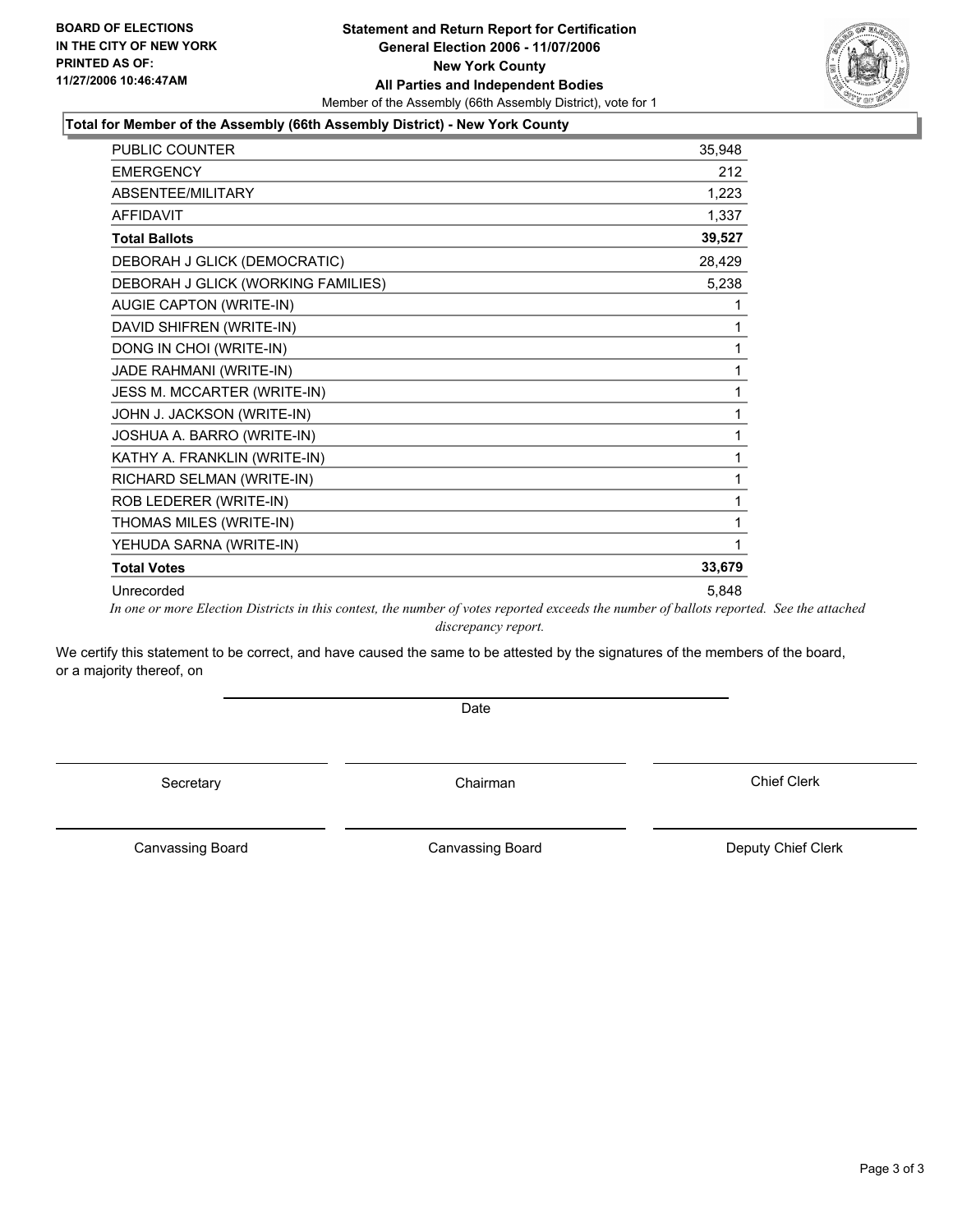**BOARD OF ELECTIONS IN THE CITY OF NEW YORK PRINTED AS OF: 11/27/2006 10:46:47AM**

**Statement and Return Report for Certification**
**General Election 2006 - 11/07/2006**
**New York County**
**All Parties and Independent Bodies**
Member of the Assembly (66th Assembly District), vote for 1

**Total for Member of the Assembly (66th Assembly District) - New York County**

| | |
|---|---|
| PUBLIC COUNTER | 35,948 |
| EMERGENCY | 212 |
| ABSENTEE/MILITARY | 1,223 |
| AFFIDAVIT | 1,337 |
| **Total Ballots** | **39,527** |
| DEBORAH J GLICK (DEMOCRATIC) | 28,429 |
| DEBORAH J GLICK (WORKING FAMILIES) | 5,238 |
| AUGIE CAPTON (WRITE-IN) | 1 |
| DAVID SHIFREN (WRITE-IN) | 1 |
| DONG IN CHOI (WRITE-IN) | 1 |
| JADE RAHMANI (WRITE-IN) | 1 |
| JESS M. MCCARTER (WRITE-IN) | 1 |
| JOHN J. JACKSON (WRITE-IN) | 1 |
| JOSHUA A. BARRO (WRITE-IN) | 1 |
| KATHY A. FRANKLIN (WRITE-IN) | 1 |
| RICHARD SELMAN (WRITE-IN) | 1 |
| ROB LEDERER (WRITE-IN) | 1 |
| THOMAS MILES (WRITE-IN) | 1 |
| YEHUDA SARNA (WRITE-IN) | 1 |
| **Total Votes** | **33,679** |
| Unrecorded | 5,848 |

*In one or more Election Districts in this contest, the number of votes reported exceeds the number of ballots reported. See the attached discrepancy report.*

We certify this statement to be correct, and have caused the same to be attested by the signatures of the members of the board, or a majority thereof, on

Date

Secretary — Chairman — Chief Clerk

Canvassing Board — Canvassing Board — Deputy Chief Clerk